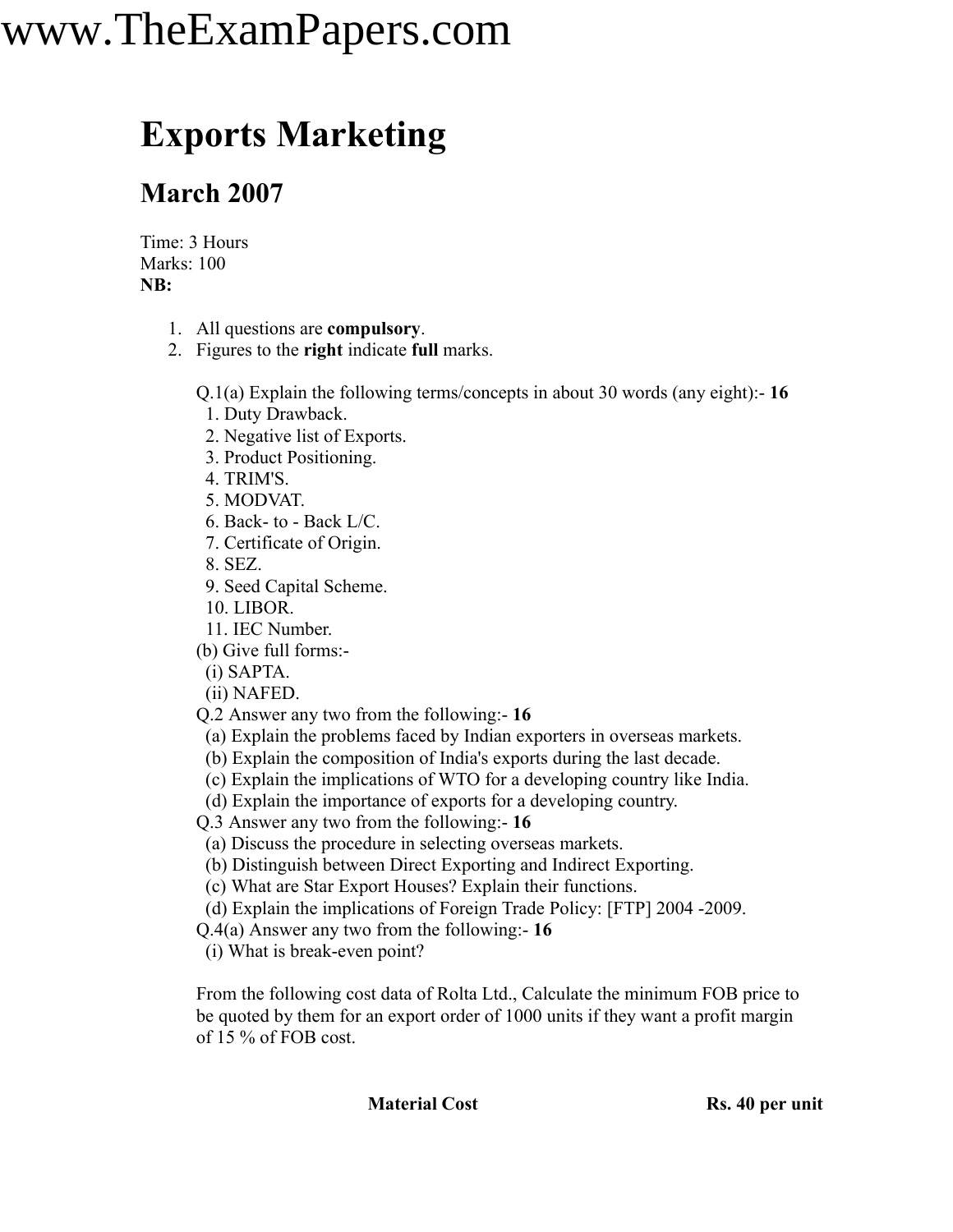# Exports Marketing

## March 2007

Time: 3 Hours
Marks: 100
**NB:**

1. All questions are **compulsory**.
2. Figures to the **right** indicate **full** marks.

Q.1(a) Explain the following terms/concepts in about 30 words (any eight):- **16**
1. Duty Drawback.
2. Negative list of Exports.
3. Product Positioning.
4. TRIM'S.
5. MODVAT.
6. Back- to - Back L/C.
7. Certificate of Origin.
8. SEZ.
9. Seed Capital Scheme.
10. LIBOR.
11. IEC Number.

(b) Give full forms:-
(i) SAPTA.
(ii) NAFED.

Q.2 Answer any two from the following:- **16**
(a) Explain the problems faced by Indian exporters in overseas markets.
(b) Explain the composition of India's exports during the last decade.
(c) Explain the implications of WTO for a developing country like India.
(d) Explain the importance of exports for a developing country.

Q.3 Answer any two from the following:- **16**
(a) Discuss the procedure in selecting overseas markets.
(b) Distinguish between Direct Exporting and Indirect Exporting.
(c) What are Star Export Houses? Explain their functions.
(d) Explain the implications of Foreign Trade Policy: [FTP] 2004 -2009.

Q.4(a) Answer any two from the following:- **16**
(i) What is break-even point?

From the following cost data of Rolta Ltd., Calculate the minimum FOB price to be quoted by them for an export order of 1000 units if they want a profit margin of 15 % of FOB cost.

| | |
|---|---|
| **Material Cost** | **Rs. 40 per unit** |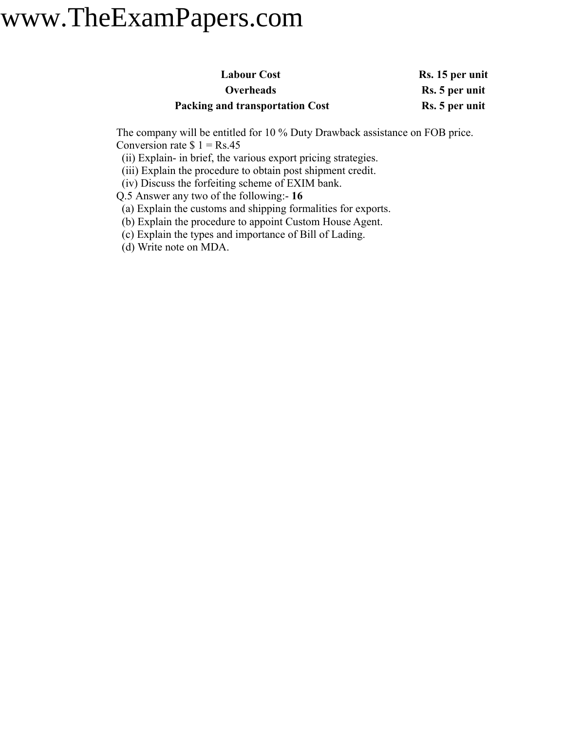| | |
|---|---|
| **Labour Cost** | **Rs. 15 per unit** |
| **Overheads** | **Rs. 5 per unit** |
| **Packing and transportation Cost** | **Rs. 5 per unit** |

The company will be entitled for 10 % Duty Drawback assistance on FOB price.
Conversion rate $ 1 = Rs.45

(ii) Explain- in brief, the various export pricing strategies.
(iii) Explain the procedure to obtain post shipment credit.
(iv) Discuss the forfeiting scheme of EXIM bank.

Q.5 Answer any two of the following:- **16**

(a) Explain the customs and shipping formalities for exports.
(b) Explain the procedure to appoint Custom House Agent.
(c) Explain the types and importance of Bill of Lading.
(d) Write note on MDA.